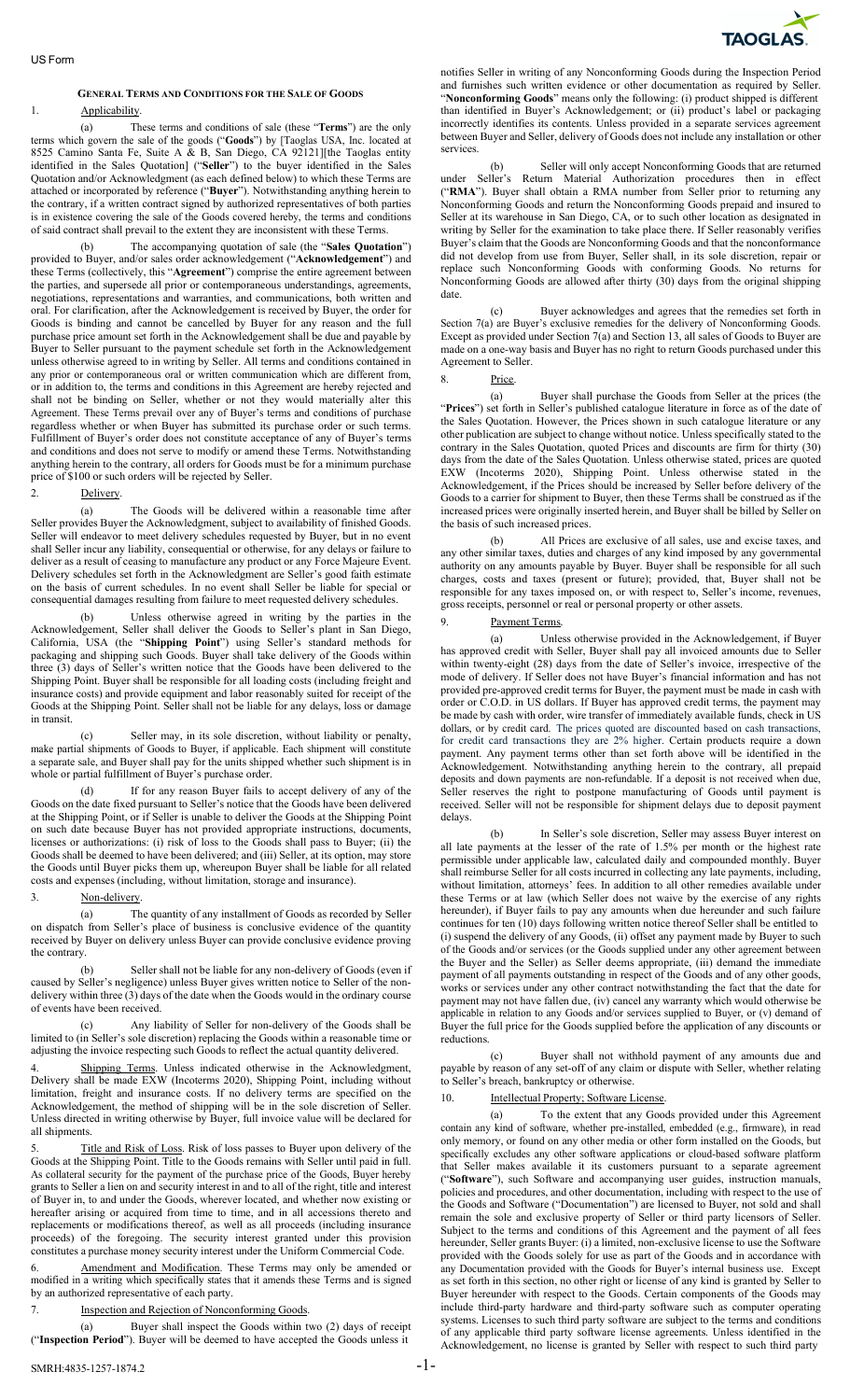US Form

**General Terms and Conditions for the Sale of Goods**

1. Applicability.

(a) These terms and conditions of sale (these "**Terms**") are the only terms which govern the sale of the goods ("**Goods**") by [Taoglas USA, Inc. located at 8525 Camino Santa Fe, Suite A & B, San Diego, CA 92121][the Taoglas entity identified in the Sales Quotation] ("**Seller**") to the buyer identified in the Sales Quotation and/or Acknowledgement (as each defined below) to which these Terms are attached or incorporated by reference ("**Buyer**"). Notwithstanding anything herein to the contrary, if a written contract signed by authorized representatives of both parties is in existence covering the sale of the Goods covered hereby, the terms and conditions of said contract shall prevail to the extent they are inconsistent with these Terms.

(b) The accompanying quotation of sale (the "**Sales Quotation**") provided to Buyer, and/or sales order acknowledgement ("**Acknowledgement**") and these Terms (collectively, this "**Agreement**") comprise the entire agreement between the parties, and supersede all prior or contemporaneous understandings, agreements, negotiations, representations and warranties, and communications, both written and oral. For clarification, after the Acknowledgement is received by Buyer, the order for Goods is binding and cannot be cancelled by Buyer for any reason and the full purchase price amount set forth in the Acknowledgement shall be due and payable by Buyer to Seller pursuant to the payment schedule set forth in the Acknowledgement unless otherwise agreed to in writing by Seller. All terms and conditions contained in any prior or contemporaneous oral or written communication which are different from, or in addition to, the terms and conditions in this Agreement are hereby rejected and shall not be binding on Seller, whether or not they would materially alter this Agreement. These Terms prevail over any of Buyer's terms and conditions of purchase regardless whether or when Buyer has submitted its purchase order or such terms. Fulfillment of Buyer's order does not constitute acceptance of any of Buyer's terms and conditions and does not serve to modify or amend these Terms. Notwithstanding anything herein to the contrary, all orders for Goods must be for a minimum purchase price of $100 or such orders will be rejected by Seller.

2. Delivery.

(a) The Goods will be delivered within a reasonable time after Seller provides Buyer the Acknowledgment, subject to availability of finished Goods. Seller will endeavor to meet delivery schedules requested by Buyer, but in no event shall Seller incur any liability, consequential or otherwise, for any delays or failure to deliver as a result of ceasing to manufacture any product or any Force Majeure Event. Delivery schedules set forth in the Acknowledgement are Seller's good faith estimate on the basis of current schedules. In no event shall Seller be liable for special or consequential damages resulting from failure to meet requested delivery schedules.

(b) Unless otherwise agreed in writing by the parties in the Acknowledgement, Seller shall deliver the Goods to Seller's plant in San Diego, California, USA (the "**Shipping Point**") using Seller's standard methods for packaging and shipping such Goods. Buyer shall take delivery of the Goods within three (3) days of Seller's written notice that the Goods have been delivered to the Shipping Point. Buyer shall be responsible for all loading costs (including freight and insurance costs) and provide equipment and labor reasonably suited for receipt of the Goods at the Shipping Point. Seller shall not be liable for any delays, loss or damage in transit.

(c) Seller may, in its sole discretion, without liability or penalty, make partial shipments of Goods to Buyer, if applicable. Each shipment will constitute a separate sale, and Buyer shall pay for the units shipped whether such shipment is in whole or partial fulfillment of Buyer's purchase order.

(d) If for any reason Buyer fails to accept delivery of any of the Goods on the date fixed pursuant to Seller's notice that the Goods have been delivered at the Shipping Point, or if Seller is unable to deliver the Goods at the Shipping Point on such date because Buyer has not provided appropriate instructions, documents, licenses or authorizations: (i) risk of loss to the Goods shall pass to Buyer; (ii) the Goods shall be deemed to have been delivered; and (iii) Seller, at its option, may store the Goods until Buyer picks them up, whereupon Buyer shall be liable for all related costs and expenses (including, without limitation, storage and insurance).

3. Non-delivery.

(a) The quantity of any installment of Goods as recorded by Seller on dispatch from Seller's place of business is conclusive evidence of the quantity received by Buyer on delivery unless Buyer can provide conclusive evidence proving the contrary.

(b) Seller shall not be liable for any non-delivery of Goods (even if caused by Seller's negligence) unless Buyer gives written notice to Seller of the non-delivery within three (3) days of the date when the Goods would in the ordinary course of events have been received.

(c) Any liability of Seller for non-delivery of the Goods shall be limited to (in Seller's sole discretion) replacing the Goods within a reasonable time or adjusting the invoice respecting such Goods to reflect the actual quantity delivered.

4. Shipping Terms. Unless indicated otherwise in the Acknowledgement, Delivery shall be made EXW (Incoterms 2020), Shipping Point, including without limitation, freight and insurance costs. If no delivery terms are specified on the Acknowledgement, the method of shipping will be in the sole discretion of Seller. Unless directed in writing otherwise by Buyer, full invoice value will be declared for all shipments.

5. Title and Risk of Loss. Risk of loss passes to Buyer upon delivery of the Goods at the Shipping Point. Title to the Goods remains with Seller until paid in full. As collateral security for the payment of the purchase price of the Goods, Buyer hereby grants to Seller a lien on and security interest in and to all of the right, title and interest of Buyer in, to and under the Goods, wherever located, and whether now existing or hereafter arising or acquired from time to time, and in all accessions thereto and replacements or modifications thereof, as well as all proceeds (including insurance proceeds) of the foregoing. The security interest granted under this provision constitutes a purchase money security interest under the Uniform Commercial Code.

6. Amendment and Modification. These Terms may only be amended or modified in a writing which specifically states that it amends these Terms and is signed by an authorized representative of each party.

7. Inspection and Rejection of Nonconforming Goods.

(a) Buyer shall inspect the Goods within two (2) days of receipt ("**Inspection Period**"). Buyer will be deemed to have accepted the Goods unless it notifies Seller in writing of any Nonconforming Goods during the Inspection Period and furnishes such written evidence or other documentation as required by Seller. "**Nonconforming Goods**" means only the following: (i) product shipped is different than identified in Buyer's Acknowledgement; or (ii) product's label or packaging incorrectly identifies its contents. Unless provided in a separate services agreement between Buyer and Seller, delivery of Goods does not include any installation or other services.

(b) Seller will only accept Nonconforming Goods that are returned under Seller's Return Material Authorization procedures then in effect ("**RMA**"). Buyer shall obtain a RMA number from Seller prior to returning any Nonconforming Goods and return the Nonconforming Goods prepaid and insured to Seller at its warehouse in San Diego, CA, or to such other location as designated in writing by Seller for the examination to take place there. If Seller reasonably verifies Buyer's claim that the Goods are Nonconforming Goods and that the nonconformance did not develop from use from Buyer, Seller shall, in its sole discretion, repair or replace such Nonconforming Goods with conforming Goods. No returns for Nonconforming Goods are allowed after thirty (30) days from the original shipping date.

(c) Buyer acknowledges and agrees that the remedies set forth in Section 7(a) are Buyer's exclusive remedies for the delivery of Nonconforming Goods. Except as provided under Section 7(a) and Section 13, all sales of Goods to Buyer are made on a one-way basis and Buyer has no right to return Goods purchased under this Agreement to Seller.

8. Price.

(a) Buyer shall purchase the Goods from Seller at the prices (the "**Prices**") set forth in Seller's published catalogue literature in force as of the date of the Sales Quotation. However, the Prices shown in such catalogue literature or any other publication are subject to change without notice. Unless specifically stated to the contrary in the Sales Quotation, quoted Prices and discounts are firm for thirty (30) days from the date of the Sales Quotation. Unless otherwise stated, prices are quoted EXW (Incoterms 2020), Shipping Point. Unless otherwise stated in the Acknowledgement, if the Prices should be increased by Seller before delivery of the Goods to a carrier for shipment to Buyer, then these Terms shall be construed as if the increased prices were originally inserted herein, and Buyer shall be billed by Seller on the basis of such increased prices.

(b) All Prices are exclusive of all sales, use and excise taxes, and any other similar taxes, duties and charges of any kind imposed by any governmental authority on any amounts payable by Buyer. Buyer shall be responsible for all such charges, costs and taxes (present or future); provided, that, Buyer shall not be responsible for any taxes imposed on, or with respect to, Seller's income, revenues, gross receipts, personnel or real or personal property or other assets.

9. Payment Terms.

(a) Unless otherwise provided in the Acknowledgement, if Buyer has approved credit with Seller, Buyer shall pay all invoiced amounts due to Seller within twenty-eight (28) days from the date of Seller's invoice, irrespective of the mode of delivery. If Seller does not have Buyer's financial information and has not provided pre-approved credit terms for Buyer, the payment must be made in cash with order or C.O.D. in US dollars. If Buyer has approved credit terms, the payment may be made by cash with order, wire transfer of immediately available funds, check in US dollars, or by credit card. The prices quoted are discounted based on cash transactions, for credit card transactions they are 2% higher. Certain products require a down payment. Any payment terms other than set forth above will be identified in the Acknowledgement. Notwithstanding anything herein to the contrary, all prepaid deposits and down payments are non-refundable. If a deposit is not received when due, Seller reserves the right to postpone manufacturing of Goods until payment is received. Seller will not be responsible for shipment delays due to deposit payment delays.

(b) In Seller's sole discretion, Seller may assess Buyer interest on all late payments at the lesser of the rate of 1.5% per month or the highest rate permissible under applicable law, calculated daily and compounded monthly. Buyer shall reimburse Seller for all costs incurred in collecting any late payments, including, without limitation, attorneys' fees. In addition to all other remedies available under these Terms or at law (which Seller does not waive by the exercise of any rights hereunder), if Buyer fails to pay any amounts when due hereunder and such failure continues for ten (10) days following written notice thereof Seller shall be entitled to (i) suspend the delivery of any Goods, (ii) offset any payment made by Buyer to such of the Goods and/or services (or the Goods supplied under any other agreement between the Buyer and the Seller) as Seller deems appropriate, (iii) demand the immediate payment of all payments outstanding in respect of the Goods and of any other goods, works or services under any other contract notwithstanding the fact that the date for payment may not have fallen due, (iv) cancel any warranty which would otherwise be applicable in relation to any Goods and/or services supplied to Buyer, or (v) demand of Buyer the full price for the Goods supplied before the application of any discounts or reductions.

(c) Buyer shall not withhold payment of any amounts due and payable by reason of any set-off of any claim or dispute with Seller, whether relating to Seller's breach, bankruptcy or otherwise.

10. Intellectual Property; Software License.

(a) To the extent that any Goods provided under this Agreement contain any kind of software, whether pre-installed, embedded (e.g., firmware), in read only memory, or found on any other media or other form installed on the Goods, but specifically excludes any other software applications or cloud-based software platform that Seller makes available it its customers pursuant to a separate agreement ("**Software**"), such Software and accompanying user guides, instruction manuals, policies and procedures, and other documentation, including with respect to the use of the Goods and Software ("Documentation") are licensed to Buyer, not sold and shall remain the sole and exclusive property of Seller or third party licensors of Seller. Subject to the terms and conditions of this Agreement and the payment of all fees hereunder, Seller grants Buyer: (i) a limited, non-exclusive license to use the Software provided with the Goods solely for use as part of the Goods and in accordance with any Documentation provided with the Goods for Buyer's internal business use. Except as set forth in this section, no other right or license of any kind is granted by Seller to Buyer hereunder with respect to the Goods. Certain components of the Goods may include third-party hardware and third-party software such as computer operating systems. Licenses to such third party software are subject to the terms and conditions of any applicable third party software license agreements. Unless identified in the Acknowledgement, no license is granted by Seller with respect to such third party

SMRH:4835-1257-1874.2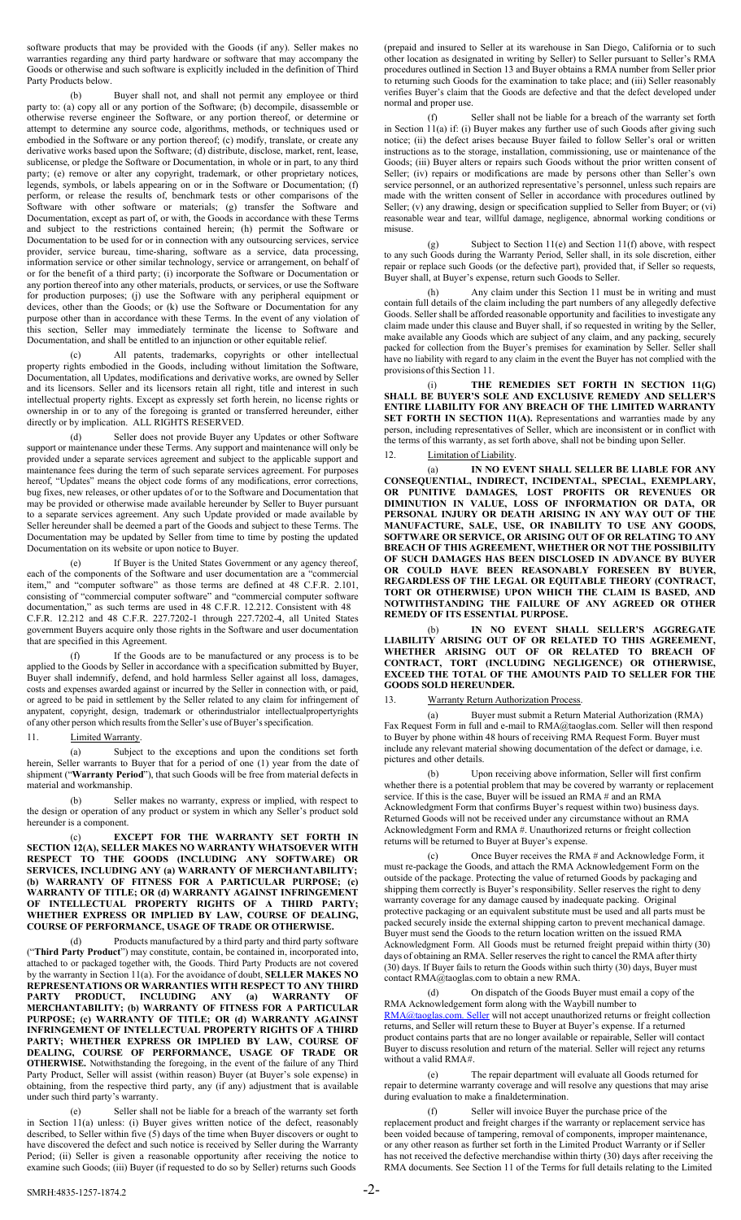software products that may be provided with the Goods (if any). Seller makes no warranties regarding any third party hardware or software that may accompany the Goods or otherwise and such software is explicitly included in the definition of Third Party Products below.

(b) Buyer shall not, and shall not permit any employee or third party to: (a) copy all or any portion of the Software; (b) decompile, disassemble or otherwise reverse engineer the Software, or any portion thereof, or determine or attempt to determine any source code, algorithms, methods, or techniques used or embodied in the Software or any portion thereof; (c) modify, translate, or create any derivative works based upon the Software; (d) distribute, disclose, market, rent, lease, sublicense, or pledge the Software or Documentation, in whole or in part, to any third party; (e) remove or alter any copyright, trademark, or other proprietary notices, legends, symbols, or labels appearing on or in the Software or Documentation; (f) perform, or release the results of, benchmark tests or other comparisons of the Software with other software or materials; (g) transfer the Software and Documentation, except as part of, or with, the Goods in accordance with these Terms and subject to the restrictions contained herein; (h) permit the Software or Documentation to be used for or in connection with any outsourcing services, service provider, service bureau, time-sharing, software as a service, data processing, information service or other similar technology, service or arrangement, on behalf of or for the benefit of a third party; (i) incorporate the Software or Documentation or any portion thereof into any other materials, products, or services, or use the Software for production purposes; (j) use the Software with any peripheral equipment or devices, other than the Goods; or (k) use the Software or Documentation for any purpose other than in accordance with these Terms. In the event of any violation of this section, Seller may immediately terminate the license to Software and Documentation, and shall be entitled to an injunction or other equitable relief.

(c) All patents, trademarks, copyrights or other intellectual property rights embodied in the Goods, including without limitation the Software, Documentation, all Updates, modifications and derivative works, are owned by Seller and its licensors. Seller and its licensors retain all right, title and interest in such intellectual property rights. Except as expressly set forth herein, no license rights or ownership in or to any of the foregoing is granted or transferred hereunder, either directly or by implication. ALL RIGHTS RESERVED.

(d) Seller does not provide Buyer any Updates or other Software support or maintenance under these Terms. Any support and maintenance will only be provided under a separate services agreement and subject to the applicable support and maintenance fees during the term of such separate services agreement. For purposes hereof, "Updates" means the object code forms of any modifications, error corrections, bug fixes, new releases, or other updates of or to the Software and Documentation that may be provided or otherwise made available hereunder by Seller to Buyer pursuant to a separate services agreement. Any such Update provided or made available by Seller hereunder shall be deemed a part of the Goods and subject to these Terms. The Documentation may be updated by Seller from time to time by posting the updated Documentation on its website or upon notice to Buyer.

(e) If Buyer is the United States Government or any agency thereof, each of the components of the Software and user documentation are a "commercial item," and "computer software" as those terms are defined at 48 C.F.R. 2.101, consisting of "commercial computer software" and "commercial computer software documentation," as such terms are used in 48 C.F.R. 12.212. Consistent with 48 C.F.R. 12.212 and 48 C.F.R. 227.7202-1 through 227.7202-4, all United States government Buyers acquire only those rights in the Software and user documentation that are specified in this Agreement.

(f) If the Goods are to be manufactured or any process is to be applied to the Goods by Seller in accordance with a specification submitted by Buyer, Buyer shall indemnify, defend, and hold harmless Seller against all loss, damages, costs and expenses awarded against or incurred by the Seller in connection with, or paid, or agreed to be paid in settlement by the Seller related to any claim for infringement of anypatent, copyright, design, trademark or otherindustrialor intellectualpropertyrights of any other person which results from the Seller's use of Buyer's specification.

11. Limited Warranty.

(a) Subject to the exceptions and upon the conditions set forth herein, Seller warrants to Buyer that for a period of one (1) year from the date of shipment ("**Warranty Period**"), that such Goods will be free from material defects in material and workmanship.

(b) Seller makes no warranty, express or implied, with respect to the design or operation of any product or system in which any Seller's product sold hereunder is a component.

(c) **EXCEPT FOR THE WARRANTY SET FORTH IN SECTION 12(A), SELLER MAKES NO WARRANTY WHATSOEVER WITH RESPECT TO THE GOODS (INCLUDING ANY SOFTWARE) OR SERVICES, INCLUDING ANY (a) WARRANTY OF MERCHANTABILITY; (b) WARRANTY OF FITNESS FOR A PARTICULAR PURPOSE; (c) WARRANTY OF TITLE; OR (d) WARRANTY AGAINST INFRINGEMENT OF INTELLECTUAL PROPERTY RIGHTS OF A THIRD PARTY; WHETHER EXPRESS OR IMPLIED BY LAW, COURSE OF DEALING, COURSE OF PERFORMANCE, USAGE OF TRADE OR OTHERWISE.**

(d) Products manufactured by a third party and third party software ("**Third Party Product**") may constitute, contain, be contained in, incorporated into, attached to or packaged together with, the Goods. Third Party Products are not covered by the warranty in Section 11(a). For the avoidance of doubt, **SELLER MAKES NO REPRESENTATIONS OR WARRANTIES WITH RESPECT TO ANY THIRD PARTY PRODUCT, INCLUDING ANY (a) WARRANTY OF MERCHANTABILITY; (b) WARRANTY OF FITNESS FOR A PARTICULAR PURPOSE; (c) WARRANTY OF TITLE; OR (d) WARRANTY AGAINST INFRINGEMENT OF INTELLECTUAL PROPERTY RIGHTS OF A THIRD PARTY; WHETHER EXPRESS OR IMPLIED BY LAW, COURSE OF DEALING, COURSE OF PERFORMANCE, USAGE OF TRADE OR OTHERWISE.** Notwithstanding the foregoing, in the event of the failure of any Third Party Product, Seller will assist (within reason) Buyer (at Buyer's sole expense) in obtaining, from the respective third party, any (if any) adjustment that is available under such third party's warranty.

(e) Seller shall not be liable for a breach of the warranty set forth in Section 11(a) unless: (i) Buyer gives written notice of the defect, reasonably described, to Seller within five (5) days of the time when Buyer discovers or ought to have discovered the defect and such notice is received by Seller during the Warranty Period; (ii) Seller is given a reasonable opportunity after receiving the notice to examine such Goods; (iii) Buyer (if requested to do so by Seller) returns such Goods (prepaid and insured to Seller at its warehouse in San Diego, California or to such other location as designated in writing by Seller) to Seller pursuant to Seller's RMA procedures outlined in Section 13 and Buyer obtains a RMA number from Seller prior to returning such Goods for the examination to take place; and (iii) Seller reasonably verifies Buyer's claim that the Goods are defective and that the defect developed under normal and proper use.

(f) Seller shall not be liable for a breach of the warranty set forth in Section 11(a) if: (i) Buyer makes any further use of such Goods after giving such notice; (ii) the defect arises because Buyer failed to follow Seller's oral or written instructions as to the storage, installation, commissioning, use or maintenance of the Goods; (iii) Buyer alters or repairs such Goods without the prior written consent of Seller; (iv) repairs or modifications are made by persons other than Seller's own service personnel, or an authorized representative's personnel, unless such repairs are made with the written consent of Seller in accordance with procedures outlined by Seller; (v) any drawing, design or specification supplied to Seller from Buyer; or (vi) reasonable wear and tear, willful damage, negligence, abnormal working conditions or misuse.

(g) Subject to Section 11(e) and Section 11(f) above, with respect to any such Goods during the Warranty Period, Seller shall, in its sole discretion, either repair or replace such Goods (or the defective part), provided that, if Seller so requests, Buyer shall, at Buyer's expense, return such Goods to Seller.

(h) Any claim under this Section 11 must be in writing and must contain full details of the claim including the part numbers of any allegedly defective Goods. Seller shall be afforded reasonable opportunity and facilities to investigate any claim made under this clause and Buyer shall, if so requested in writing by the Seller, make available any Goods which are subject of any claim, and any packing, securely packed for collection from the Buyer's premises for examination by Seller. Seller shall have no liability with regard to any claim in the event the Buyer has not complied with the provisions of this Section 11.

(i) **THE REMEDIES SET FORTH IN SECTION 11(G) SHALL BE BUYER'S SOLE AND EXCLUSIVE REMEDY AND SELLER'S ENTIRE LIABILITY FOR ANY BREACH OF THE LIMITED WARRANTY SET FORTH IN SECTION 11(A).** Representations and warranties made by any person, including representatives of Seller, which are inconsistent or in conflict with the terms of this warranty, as set forth above, shall not be binding upon Seller.

12. Limitation of Liability.

(a) **IN NO EVENT SHALL SELLER BE LIABLE FOR ANY CONSEQUENTIAL, INDIRECT, INCIDENTAL, SPECIAL, EXEMPLARY, OR PUNITIVE DAMAGES, LOST PROFITS OR REVENUES OR DIMINUTION IN VALUE, LOSS OF INFORMATION OR DATA, OR PERSONAL INJURY OR DEATH ARISING IN ANY WAY OUT OF THE MANUFACTURE, SALE, USE, OR INABILITY TO USE ANY GOODS, SOFTWARE OR SERVICE, OR ARISING OUT OF OR RELATING TO ANY BREACH OF THIS AGREEMENT, WHETHER OR NOT THE POSSIBILITY OF SUCH DAMAGES HAS BEEN DISCLOSED IN ADVANCE BY BUYER OR COULD HAVE BEEN REASONABLY FORESEEN BY BUYER, REGARDLESS OF THE LEGAL OR EQUITABLE THEORY (CONTRACT, TORT OR OTHERWISE) UPON WHICH THE CLAIM IS BASED, AND NOTWITHSTANDING THE FAILURE OF ANY AGREED OR OTHER REMEDY OF ITS ESSENTIAL PURPOSE.**

(b) **IN NO EVENT SHALL SELLER'S AGGREGATE LIABILITY ARISING OUT OF OR RELATED TO THIS AGREEMENT, WHETHER ARISING OUT OF OR RELATED TO BREACH OF CONTRACT, TORT (INCLUDING NEGLIGENCE) OR OTHERWISE, EXCEED THE TOTAL OF THE AMOUNTS PAID TO SELLER FOR THE GOODS SOLD HEREUNDER.**

13. Warranty Return Authorization Process.

(a) Buyer must submit a Return Material Authorization (RMA) Fax Request Form in full and e-mail to RMA@taoglas.com. Seller will then respond to Buyer by phone within 48 hours of receiving RMA Request Form. Buyer must include any relevant material showing documentation of the defect or damage, i.e. pictures and other details.

(b) Upon receiving above information, Seller will first confirm whether there is a potential problem that may be covered by warranty or replacement service. If this is the case, Buyer will be issued an RMA # and an RMA Acknowledgement Form that confirms Buyer's request within two) business days. Returned Goods will not be received under any circumstance without an RMA Acknowledgement Form and RMA #. Unauthorized returns or freight collection returns will be returned to Buyer at Buyer's expense.

(c) Once Buyer receives the RMA # and Acknowledge Form, it must re-package the Goods, and attach the RMA Acknowledgement Form on the outside of the package. Protecting the value of returned Goods by packaging and shipping them correctly is Buyer's responsibility. Seller reserves the right to deny warranty coverage for any damage caused by inadequate packing. Original protective packaging or an equivalent substitute must be used and all parts must be packed securely inside the external shipping carton to prevent mechanical damage. Buyer must send the Goods to the return location written on the issued RMA Acknowledgement Form. All Goods must be returned freight prepaid within thirty (30) days of obtaining an RMA. Seller reserves the right to cancel the RMA after thirty (30) days. If Buyer fails to return the Goods within such thirty (30) days, Buyer must contact RMA@taoglas.com to obtain a new RMA.

(d) On dispatch of the Goods Buyer must email a copy of the RMA Acknowledgement form along with the Waybill number to RMA@taoglas.com. Seller will not accept unauthorized returns or freight collection returns, and Seller will return these to Buyer at Buyer's expense. If a returned product contains parts that are no longer available or repairable, Seller will contact Buyer to discuss resolution and return of the material. Seller will reject any returns without a valid RMA#.

(e) The repair department will evaluate all Goods returned for repair to determine warranty coverage and will resolve any questions that may arise during evaluation to make a finaldetermination.

(f) Seller will invoice Buyer the purchase price of the replacement product and freight charges if the warranty or replacement service has been voided because of tampering, removal of components, improper maintenance, or any other reason as further set forth in the Limited Product Warranty or if Seller has not received the defective merchandise within thirty (30) days after receiving the RMA documents. See Section 11 of the Terms for full details relating to the Limited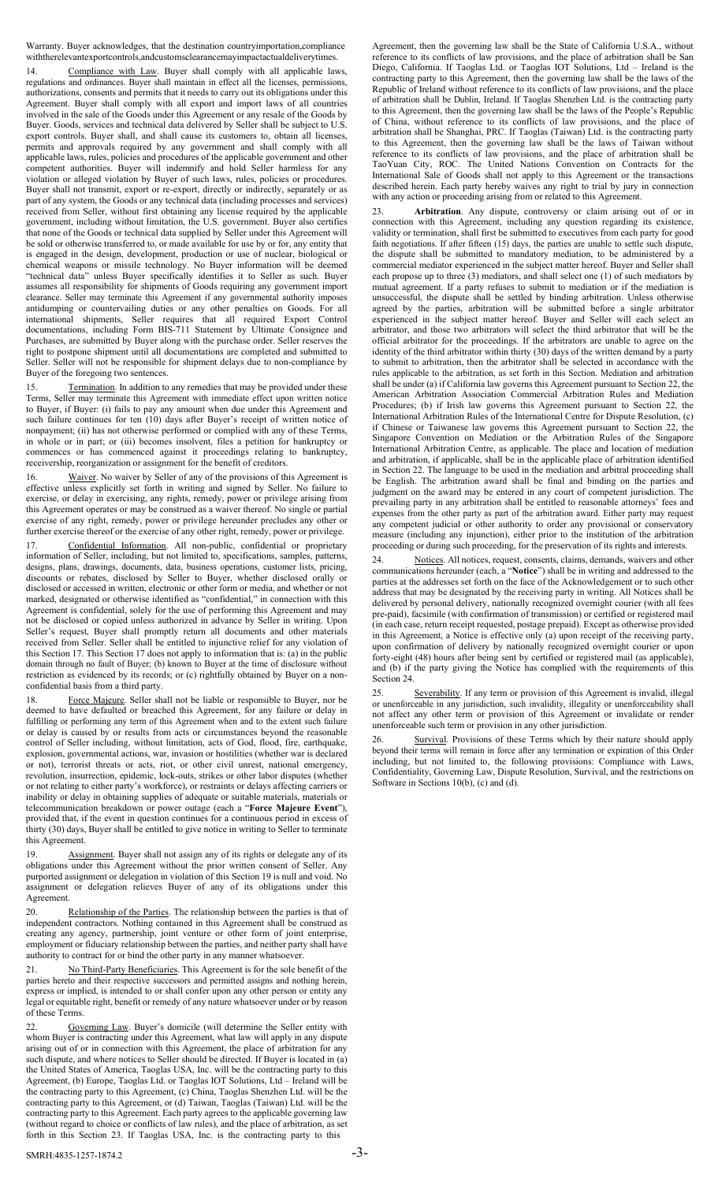Warranty. Buyer acknowledges, that the destination countryimportation,compliance withtherelevantexportcontrols,andcustomsclearancemayimpactactualdeliverytimes.

14. Compliance with Law. Buyer shall comply with all applicable laws, regulations and ordinances. Buyer shall maintain in effect all the licenses, permissions, authorizations, consents and permits that it needs to carry out its obligations under this Agreement. Buyer shall comply with all export and import laws of all countries involved in the sale of the Goods under this Agreement or any resale of the Goods by Buyer. Goods, services and technical data delivered by Seller shall be subject to U.S. export controls. Buyer shall, and shall cause its customers to, obtain all licenses, permits and approvals required by any government and shall comply with all applicable laws, rules, policies and procedures of the applicable government and other competent authorities. Buyer will indemnify and hold Seller harmless for any violation or alleged violation by Buyer of such laws, rules, policies or procedures. Buyer shall not transmit, export or re-export, directly or indirectly, separately or as part of any system, the Goods or any technical data (including processes and services) received from Seller, without first obtaining any license required by the applicable government, including without limitation, the U.S. government. Buyer also certifies that none of the Goods or technical data supplied by Seller under this Agreement will be sold or otherwise transferred to, or made available for use by or for, any entity that is engaged in the design, development, production or use of nuclear, biological or chemical weapons or missile technology. No Buyer information will be deemed "technical data" unless Buyer specifically identifies it to Seller as such. Buyer assumes all responsibility for shipments of Goods requiring any government import clearance. Seller may terminate this Agreement if any governmental authority imposes antidumping or countervailing duties or any other penalties on Goods. For all international shipments, Seller requires that all required Export Control documentations, including Form BIS-711 Statement by Ultimate Consignee and Purchases, are submitted by Buyer along with the purchase order. Seller reserves the right to postpone shipment until all documentations are completed and submitted to Seller. Seller will not be responsible for shipment delays due to non-compliance by Buyer of the foregoing two sentences.

15. Termination. In addition to any remedies that may be provided under these Terms, Seller may terminate this Agreement with immediate effect upon written notice to Buyer, if Buyer: (i) fails to pay any amount when due under this Agreement and such failure continues for ten (10) days after Buyer's receipt of written notice of nonpayment; (ii) has not otherwise performed or complied with any of these Terms, in whole or in part; or (iii) becomes insolvent, files a petition for bankruptcy or commences or has commenced against it proceedings relating to bankruptcy, receivership, reorganization or assignment for the benefit of creditors.

16. Waiver. No waiver by Seller of any of the provisions of this Agreement is effective unless explicitly set forth in writing and signed by Seller. No failure to exercise, or delay in exercising, any rights, remedy, power or privilege arising from this Agreement operates or may be construed as a waiver thereof. No single or partial exercise of any right, remedy, power or privilege hereunder precludes any other or further exercise thereof or the exercise of any other right, remedy, power or privilege.

17. Confidential Information. All non-public, confidential or proprietary information of Seller, including, but not limited to, specifications, samples, patterns, designs, plans, drawings, documents, data, business operations, customer lists, pricing, discounts or rebates, disclosed by Seller to Buyer, whether disclosed orally or disclosed or accessed in written, electronic or other form or media, and whether or not marked, designated or otherwise identified as "confidential," in connection with this Agreement is confidential, solely for the use of performing this Agreement and may not be disclosed or copied unless authorized in advance by Seller in writing. Upon Seller's request, Buyer shall promptly return all documents and other materials received from Seller. Seller shall be entitled to injunctive relief for any violation of this Section 17. This Section 17 does not apply to information that is: (a) in the public domain through no fault of Buyer; (b) known to Buyer at the time of disclosure without restriction as evidenced by its records; or (c) rightfully obtained by Buyer on a non-confidential basis from a third party.

18. Force Majeure. Seller shall not be liable or responsible to Buyer, nor be deemed to have defaulted or breached this Agreement, for any failure or delay in fulfilling or performing any term of this Agreement when and to the extent such failure or delay is caused by or results from acts or circumstances beyond the reasonable control of Seller including, without limitation, acts of God, flood, fire, earthquake, explosion, governmental actions, war, invasion or hostilities (whether war is declared or not), terrorist threats or acts, riot, or other civil unrest, national emergency, revolution, insurrection, epidemic, lock-outs, strikes or other labor disputes (whether or not relating to either party's workforce), or restraints or delays affecting carriers or inability or delay in obtaining supplies of adequate or suitable materials, materials or telecommunication breakdown or power outage (each a "**Force Majeure Event**"), provided that, if the event in question continues for a continuous period in excess of thirty (30) days, Buyer shall be entitled to give notice in writing to Seller to terminate this Agreement.

19. Assignment. Buyer shall not assign any of its rights or delegate any of its obligations under this Agreement without the prior written consent of Seller. Any purported assignment or delegation in violation of this Section 19 is null and void. No assignment or delegation relieves Buyer of any of its obligations under this Agreement.

20. Relationship of the Parties. The relationship between the parties is that of independent contractors. Nothing contained in this Agreement shall be construed as creating any agency, partnership, joint venture or other form of joint enterprise, employment or fiduciary relationship between the parties, and neither party shall have authority to contract for or bind the other party in any manner whatsoever.

21. No Third-Party Beneficiaries. This Agreement is for the sole benefit of the parties hereto and their respective successors and permitted assigns and nothing herein, express or implied, is intended to or shall confer upon any other person or entity any legal or equitable right, benefit or remedy of any nature whatsoever under or by reason of these Terms.

22. Governing Law. Buyer's domicile (will determine the Seller entity with whom Buyer is contracting under this Agreement, what law will apply in any dispute arising out of or in connection with this Agreement, the place of arbitration for any such dispute, and where notices to Seller should be directed. If Buyer is located in (a) the United States of America, Taoglas USA, Inc. will be the contracting party to this Agreement, (b) Europe, Taoglas Ltd. or Taoglas IOT Solutions, Ltd – Ireland will be the contracting party to this Agreement, (c) China, Taoglas Shenzhen Ltd. will be the contracting party to this Agreement, or (d) Taiwan, Taoglas (Taiwan) Ltd. will be the contracting party to this Agreement. Each party agrees to the applicable governing law (without regard to choice or conflicts of law rules), and the place of arbitration, as set forth in this Section 23. If Taoglas USA, Inc. is the contracting party to this Agreement, then the governing law shall be the State of California U.S.A., without reference to its conflicts of law provisions, and the place of arbitration shall be San Diego, California. If Taoglas Ltd. or Taoglas IOT Solutions, Ltd – Ireland is the contracting party to this Agreement, then the governing law shall be the laws of the Republic of Ireland without reference to its conflicts of law provisions, and the place of arbitration shall be Dublin, Ireland. If Taoglas Shenzhen Ltd. is the contracting party to this Agreement, then the governing law shall be the laws of the People's Republic of China, without reference to its conflicts of law provisions, and the place of arbitration shall be Shanghai, PRC. If Taoglas (Taiwan) Ltd. is the contracting party to this Agreement, then the governing law shall be the laws of Taiwan without reference to its conflicts of law provisions, and the place of arbitration shall be TaoYuan City, ROC. The United Nations Convention on Contracts for the International Sale of Goods shall not apply to this Agreement or the transactions described herein. Each party hereby waives any right to trial by jury in connection with any action or proceeding arising from or related to this Agreement.

23. **Arbitration**. Any dispute, controversy or claim arising out of or in connection with this Agreement, including any question regarding its existence, validity or termination, shall first be submitted to executives from each party for good faith negotiations. If after fifteen (15) days, the parties are unable to settle such dispute, the dispute shall be submitted to mandatory mediation, to be administered by a commercial mediator experienced in the subject matter hereof. Buyer and Seller shall each propose up to three (3) mediators, and shall select one (1) of such mediators by mutual agreement. If a party refuses to submit to mediation or if the mediation is unsuccessful, the dispute shall be settled by binding arbitration. Unless otherwise agreed by the parties, arbitration will be submitted before a single arbitrator experienced in the subject matter hereof. Buyer and Seller will each select an arbitrator, and those two arbitrators will select the third arbitrator that will be the official arbitrator for the proceedings. If the arbitrators are unable to agree on the identity of the third arbitrator within thirty (30) days of the written demand by a party to submit to arbitration, then the arbitrator shall be selected in accordance with the rules applicable to the arbitration, as set forth in this Section. Mediation and arbitration shall be under (a) if California law governs this Agreement pursuant to Section 22, the American Arbitration Association Commercial Arbitration Rules and Mediation Procedures; (b) if Irish law governs this Agreement pursuant to Section 22, the International Arbitration Rules of the International Centre for Dispute Resolution, (c) if Chinese or Taiwanese law governs this Agreement pursuant to Section 22, the Singapore Convention on Mediation or the Arbitration Rules of the Singapore International Arbitration Centre, as applicable. The place and location of mediation and arbitration, if applicable, shall be in the applicable place of arbitration identified in Section 22. The language to be used in the mediation and arbitral proceeding shall be English. The arbitration award shall be final and binding on the parties and judgment on the award may be entered in any court of competent jurisdiction. The prevailing party in any arbitration shall be entitled to reasonable attorneys' fees and expenses from the other party as part of the arbitration award. Either party may request any competent judicial or other authority to order any provisional or conservatory measure (including any injunction), either prior to the institution of the arbitration proceeding or during such proceeding, for the preservation of its rights and interests.

24. Notices. All notices, request, consents, claims, demands, waivers and other communications hereunder (each, a "**Notice**") shall be in writing and addressed to the parties at the addresses set forth on the face of the Acknowledgement or to such other address that may be designated by the receiving party in writing. All Notices shall be delivered by personal delivery, nationally recognized overnight courier (with all fees pre-paid), facsimile (with confirmation of transmission) or certified or registered mail (in each case, return receipt requested, postage prepaid). Except as otherwise provided in this Agreement, a Notice is effective only (a) upon receipt of the receiving party, upon confirmation of delivery by nationally recognized overnight courier or upon forty-eight (48) hours after being sent by certified or registered mail (as applicable), and (b) if the party giving the Notice has complied with the requirements of this Section 24.

25. Severability. If any term or provision of this Agreement is invalid, illegal or unenforceable in any jurisdiction, such invalidity, illegality or unenforceability shall not affect any other term or provision of this Agreement or invalidate or render unenforceable such term or provision in any other jurisdiction.

26. Survival. Provisions of these Terms which by their nature should apply beyond their terms will remain in force after any termination or expiration of this Order including, but not limited to, the following provisions: Compliance with Laws, Confidentiality, Governing Law, Dispute Resolution, Survival, and the restrictions on Software in Sections 10(b), (c) and (d).

SMRH:4835-1257-1874.2